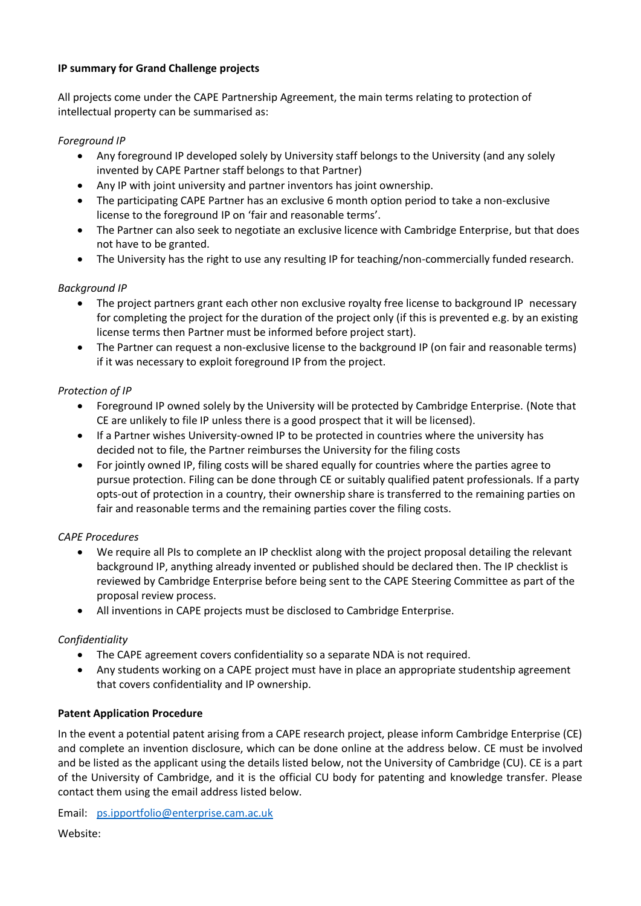**IP summary for Grand Challenge projects**

All projects come under the CAPE Partnership Agreement, the main terms relating to protection of intellectual property can be summarised as:

*Foreground IP*

- Any foreground IP developed solely by University staff belongs to the University (and any solely invented by CAPE Partner staff belongs to that Partner)
- Any IP with joint university and partner inventors has joint ownership.
- The participating CAPE Partner has an exclusive 6 month option period to take a non-exclusive license to the foreground IP on 'fair and reasonable terms'.
- The Partner can also seek to negotiate an exclusive licence with Cambridge Enterprise, but that does not have to be granted.
- The University has the right to use any resulting IP for teaching/non-commercially funded research.

*Background IP*

- The project partners grant each other non exclusive royalty free license to background IP necessary for completing the project for the duration of the project only (if this is prevented e.g. by an existing license terms then Partner must be informed before project start).
- The Partner can request a non-exclusive license to the background IP (on fair and reasonable terms) if it was necessary to exploit foreground IP from the project.

*Protection of IP*

- Foreground IP owned solely by the University will be protected by Cambridge Enterprise. (Note that CE are unlikely to file IP unless there is a good prospect that it will be licensed).
- If a Partner wishes University-owned IP to be protected in countries where the university has decided not to file, the Partner reimburses the University for the filing costs
- For jointly owned IP, filing costs will be shared equally for countries where the parties agree to pursue protection. Filing can be done through CE or suitably qualified patent professionals. If a party opts-out of protection in a country, their ownership share is transferred to the remaining parties on fair and reasonable terms and the remaining parties cover the filing costs.

*CAPE Procedures*

- We require all PIs to complete an IP checklist along with the project proposal detailing the relevant background IP, anything already invented or published should be declared then. The IP checklist is reviewed by Cambridge Enterprise before being sent to the CAPE Steering Committee as part of the proposal review process.
- All inventions in CAPE projects must be disclosed to Cambridge Enterprise.

*Confidentiality*

- The CAPE agreement covers confidentiality so a separate NDA is not required.
- Any students working on a CAPE project must have in place an appropriate studentship agreement that covers confidentiality and IP ownership.

**Patent Application Procedure**

In the event a potential patent arising from a CAPE research project, please inform Cambridge Enterprise (CE) and complete an invention disclosure, which can be done online at the address below. CE must be involved and be listed as the applicant using the details listed below, not the University of Cambridge (CU). CE is a part of the University of Cambridge, and it is the official CU body for patenting and knowledge transfer. Please contact them using the email address listed below.

Email: ps.ipportfolio@enterprise.cam.ac.uk

Website: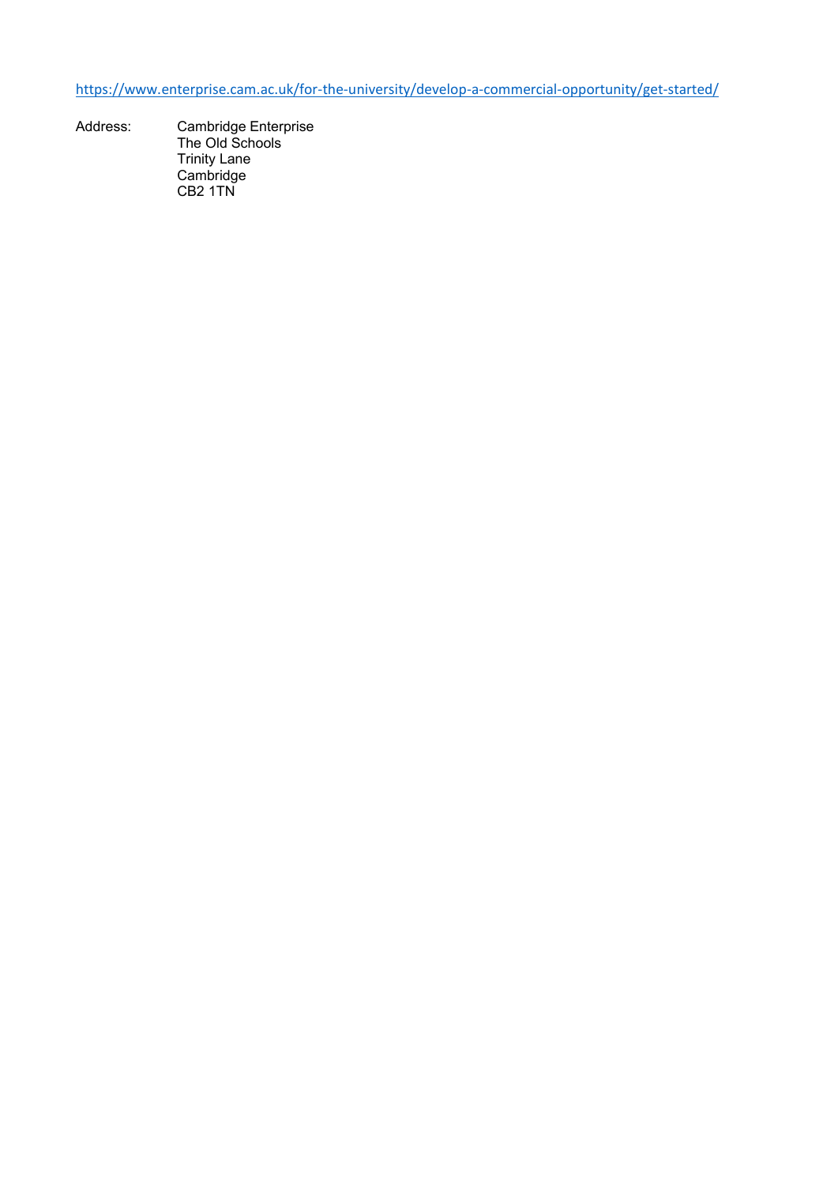https://www.enterprise.cam.ac.uk/for-the-university/develop-a-commercial-opportunity/get-started/

Address: Cambridge Enterprise
The Old Schools
Trinity Lane
Cambridge
CB2 1TN